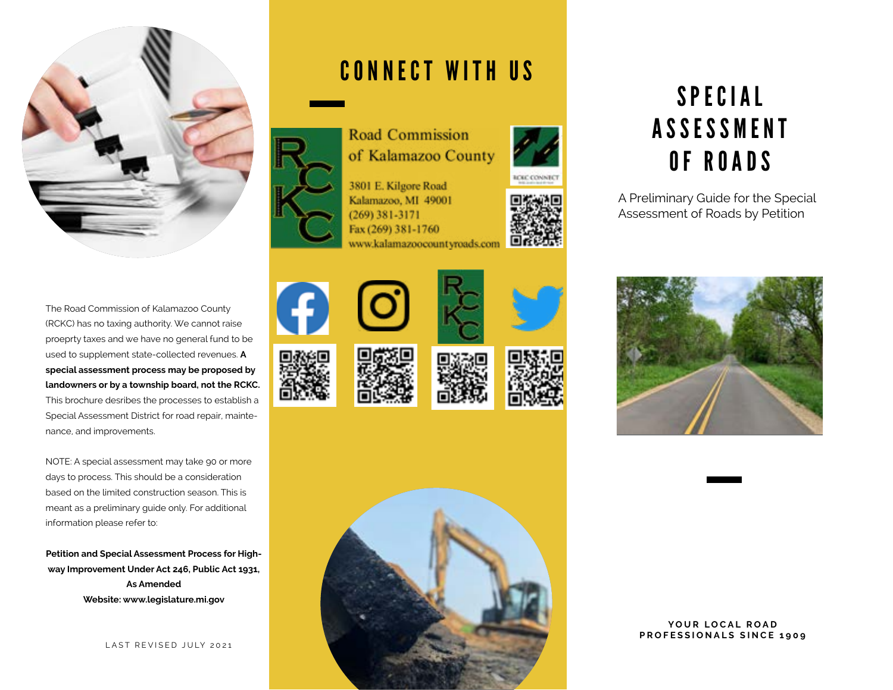The Road Commission of Kalamazoo County (RCKC) has no taxing authority. We cannot raise proeprty taxes and we have no general fund to be used to supplement state-collected revenues. **A special assessment process may be proposed by landowners or by a township board, not the RCKC.** This brochure desribes the processes to establish a Special Assessment District for road repair, maintenance, and improvements.

NOTE: A special assessment may take 90 or more days to process. This should be a consideration based on the limited construction season. This is meant as a preliminary guide only. For additional information please refer to:

**Petition and Special Assessment Process for Highway Improvement Under Act 246, Public Act 1931, As Amended**
**Website: www.legislature.mi.gov**

LAST REVISED JULY 2021

# CONNECT WITH US

Road Commission of Kalamazoo County

3801 E. Kilgore Road
Kalamazoo, MI 49001
(269) 381-3171
Fax (269) 381-1760
www.kalamazoocountyroads.com

RCKC CONNECT

# SPECIAL ASSESSMENT OF ROADS

A Preliminary Guide for the Special Assessment of Roads by Petition

**YOUR LOCAL ROAD PROFESSIONALS SINCE 1909**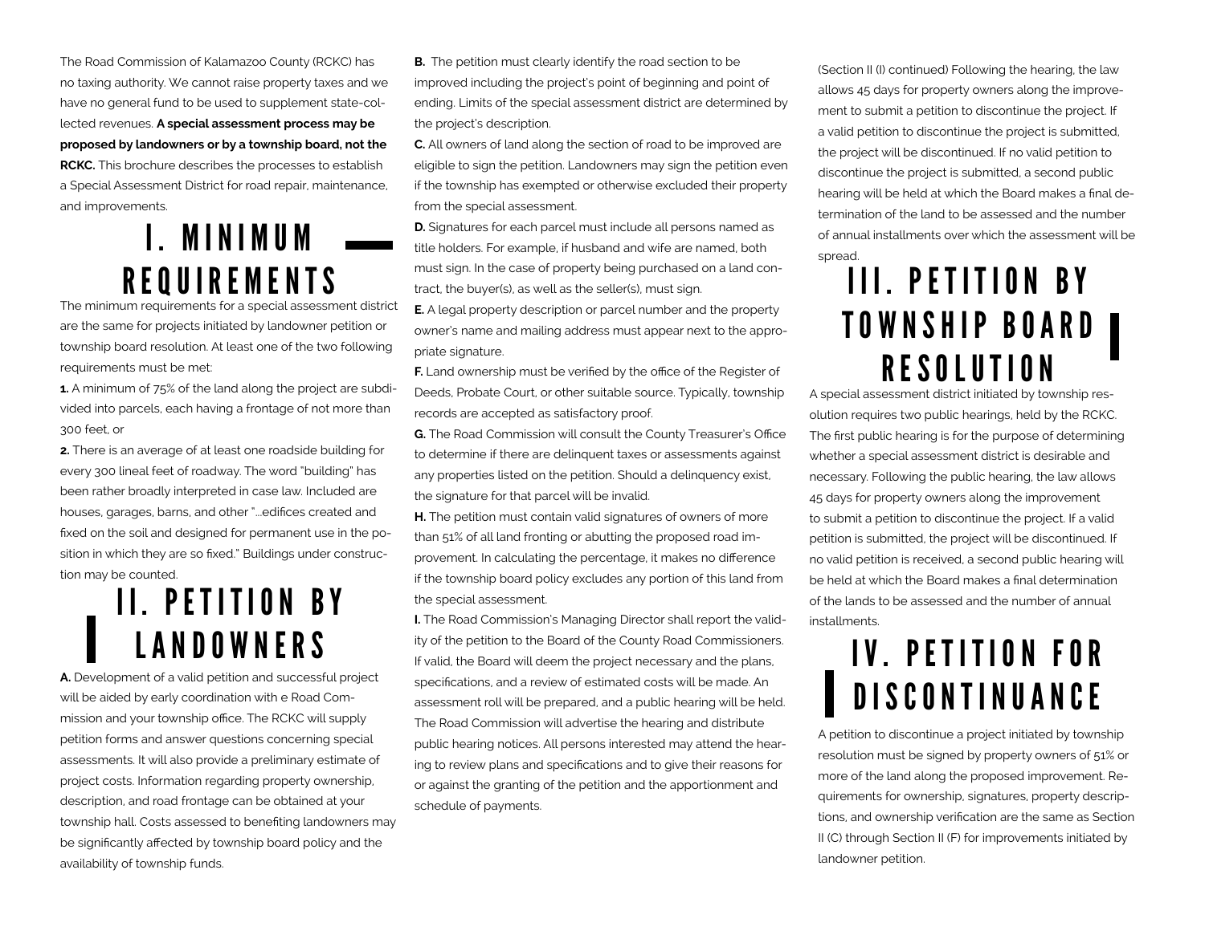The Road Commission of Kalamazoo County (RCKC) has no taxing authority. We cannot raise property taxes and we have no general fund to be used to supplement state-collected revenues. **A special assessment process may be proposed by landowners or by a township board, not the RCKC.** This brochure describes the processes to establish a Special Assessment District for road repair, maintenance, and improvements.

# I. MINIMUM REQUIREMENTS

The minimum requirements for a special assessment district are the same for projects initiated by landowner petition or township board resolution. At least one of the two following requirements must be met:

**1.** A minimum of 75% of the land along the project are subdivided into parcels, each having a frontage of not more than 300 feet, or

**2.** There is an average of at least one roadside building for every 300 lineal feet of roadway. The word "building" has been rather broadly interpreted in case law. Included are houses, garages, barns, and other "...edifices created and fixed on the soil and designed for permanent use in the position in which they are so fixed." Buildings under construction may be counted.

# II. PETITION BY LANDOWNERS

**A.** Development of a valid petition and successful project will be aided by early coordination with e Road Commission and your township office. The RCKC will supply petition forms and answer questions concerning special assessments. It will also provide a preliminary estimate of project costs. Information regarding property ownership, description, and road frontage can be obtained at your township hall. Costs assessed to benefiting landowners may be significantly affected by township board policy and the availability of township funds.

**B.** The petition must clearly identify the road section to be improved including the project's point of beginning and point of ending. Limits of the special assessment district are determined by the project's description.

**C.** All owners of land along the section of road to be improved are eligible to sign the petition. Landowners may sign the petition even if the township has exempted or otherwise excluded their property from the special assessment.

**D.** Signatures for each parcel must include all persons named as title holders. For example, if husband and wife are named, both must sign. In the case of property being purchased on a land contract, the buyer(s), as well as the seller(s), must sign.

**E.** A legal property description or parcel number and the property owner's name and mailing address must appear next to the appropriate signature.

**F.** Land ownership must be verified by the office of the Register of Deeds, Probate Court, or other suitable source. Typically, township records are accepted as satisfactory proof.

**G.** The Road Commission will consult the County Treasurer's Office to determine if there are delinquent taxes or assessments against any properties listed on the petition. Should a delinquency exist, the signature for that parcel will be invalid.

**H.** The petition must contain valid signatures of owners of more than 51% of all land fronting or abutting the proposed road improvement. In calculating the percentage, it makes no difference if the township board policy excludes any portion of this land from the special assessment.

**I.** The Road Commission's Managing Director shall report the validity of the petition to the Board of the County Road Commissioners. If valid, the Board will deem the project necessary and the plans, specifications, and a review of estimated costs will be made. An assessment roll will be prepared, and a public hearing will be held. The Road Commission will advertise the hearing and distribute public hearing notices. All persons interested may attend the hearing to review plans and specifications and to give their reasons for or against the granting of the petition and the apportionment and schedule of payments.

(Section II (I) continued) Following the hearing, the law allows 45 days for property owners along the improvement to submit a petition to discontinue the project. If a valid petition to discontinue the project is submitted, the project will be discontinued. If no valid petition to discontinue the project is submitted, a second public hearing will be held at which the Board makes a final determination of the land to be assessed and the number of annual installments over which the assessment will be spread.

# III. PETITION BY TOWNSHIP BOARD RESOLUTION

A special assessment district initiated by township resolution requires two public hearings, held by the RCKC. The first public hearing is for the purpose of determining whether a special assessment district is desirable and necessary. Following the public hearing, the law allows 45 days for property owners along the improvement to submit a petition to discontinue the project. If a valid petition is submitted, the project will be discontinued. If no valid petition is received, a second public hearing will be held at which the Board makes a final determination of the lands to be assessed and the number of annual installments.

# IV. PETITION FOR DISCONTINUANCE

A petition to discontinue a project initiated by township resolution must be signed by property owners of 51% or more of the land along the proposed improvement. Requirements for ownership, signatures, property descriptions, and ownership verification are the same as Section II (C) through Section II (F) for improvements initiated by landowner petition.